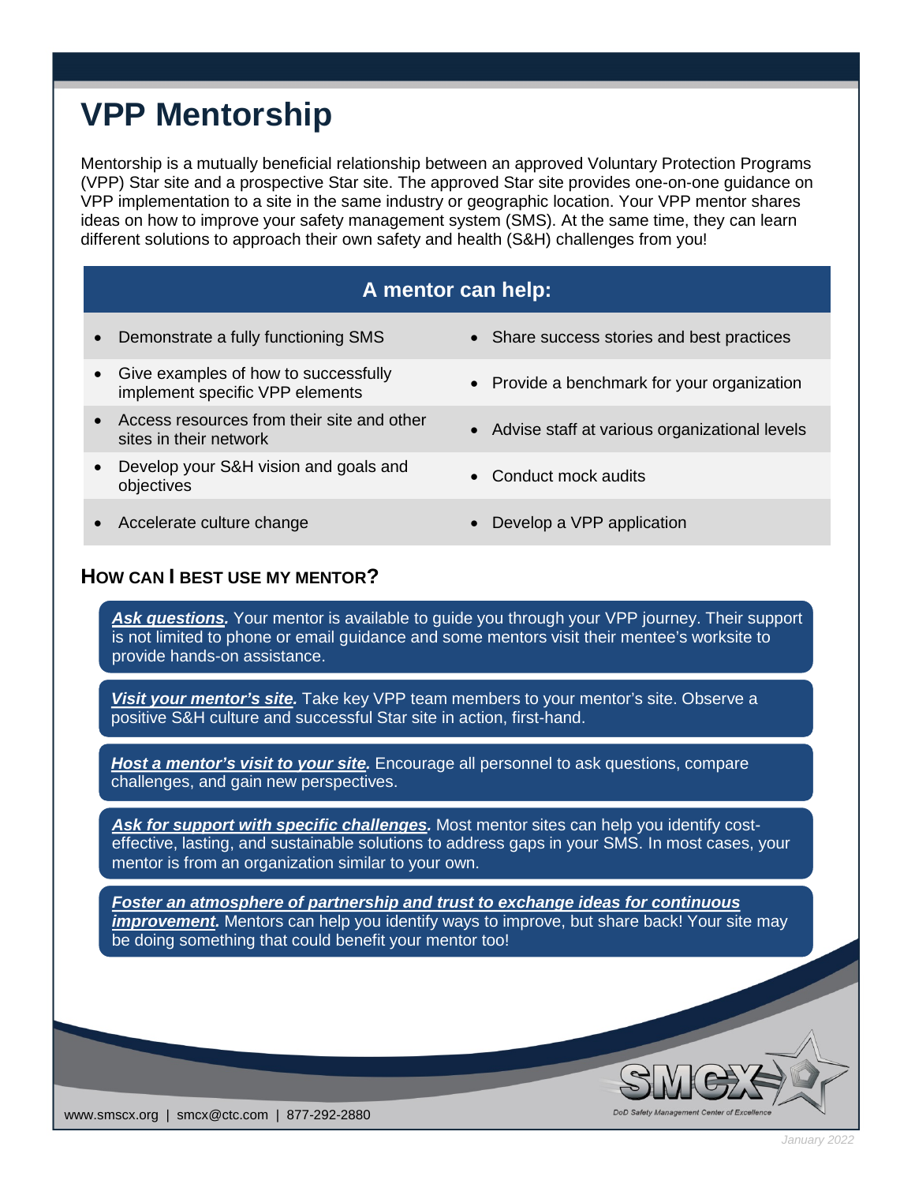# VPP Mentorship

Mentorship is a mutually beneficial relationship between an approved Voluntary Protection Programs (VPP) Star site and a prospective Star site. The approved Star site provides one-on-one guidance on VPP implementation to a site in the same industry or geographic location. Your VPP mentor shares ideas on how to improve your safety management system (SMS). At the same time, they can learn different solutions to approach their own safety and health (S&H) challenges from you!

## A mentor can help:

- Demonstrate a fully functioning SMS
- Give examples of how to successfully implement specific VPP elements
- Access resources from their site and other sites in their network
- Develop your S&H vision and goals and objectives
- Accelerate culture change
- Share success stories and best practices
- Provide a benchmark for your organization
- Advise staff at various organizational levels
- Conduct mock audits
- Develop a VPP application

## How can I best use my mentor?

***Ask questions.*** Your mentor is available to guide you through your VPP journey. Their support is not limited to phone or email guidance and some mentors visit their mentee's worksite to provide hands-on assistance.

***Visit your mentor's site.*** Take key VPP team members to your mentor's site. Observe a positive S&H culture and successful Star site in action, first-hand.

***Host a mentor's visit to your site.*** Encourage all personnel to ask questions, compare challenges, and gain new perspectives.

***Ask for support with specific challenges.*** Most mentor sites can help you identify cost-effective, lasting, and sustainable solutions to address gaps in your SMS. In most cases, your mentor is from an organization similar to your own.

***Foster an atmosphere of partnership and trust to exchange ideas for continuous improvement.*** Mentors can help you identify ways to improve, but share back! Your site may be doing something that could benefit your mentor too!

www.smscx.org | smcx@ctc.com | 877-292-2880

SMCX — DoD Safety Management Center of Excellence

January 2022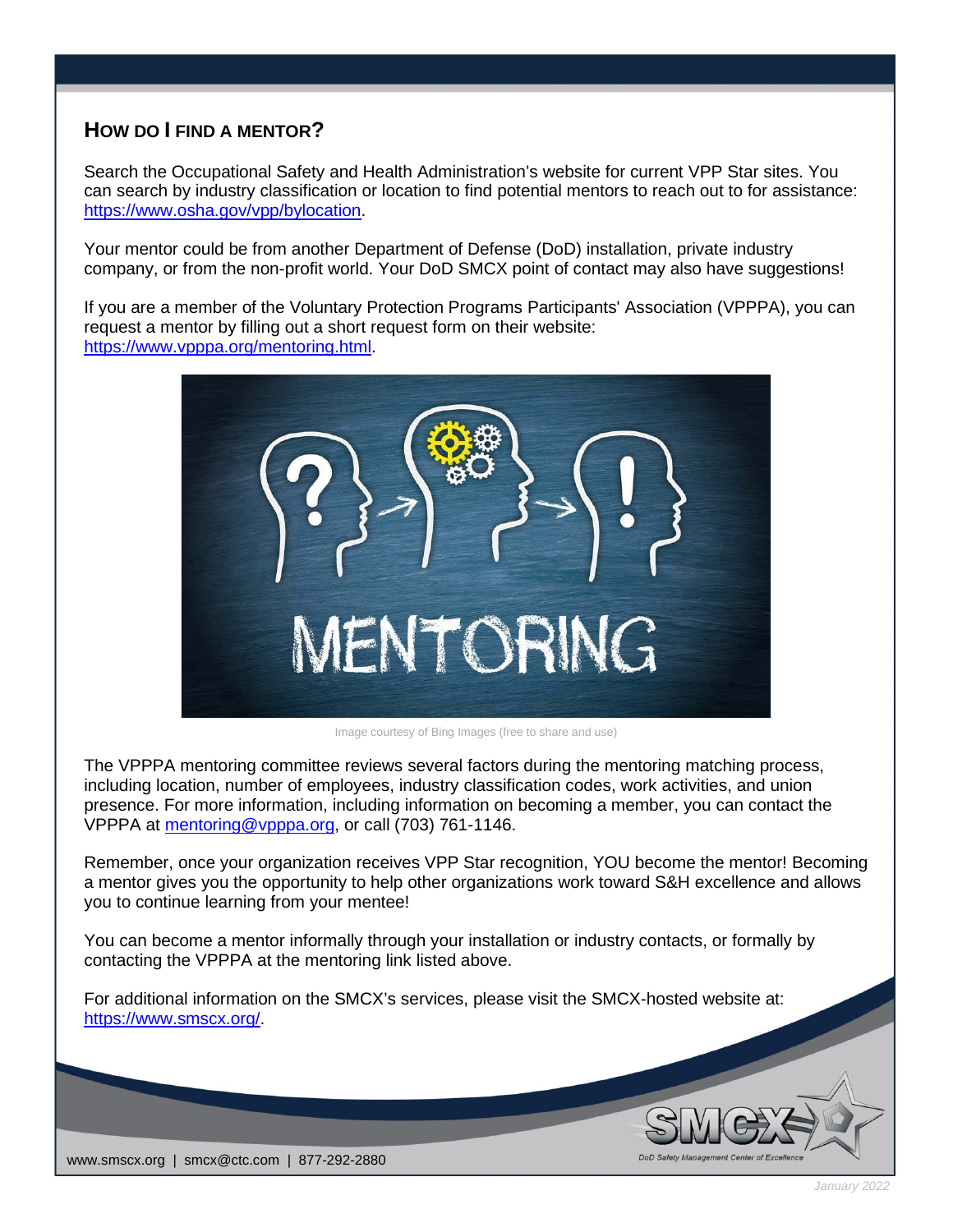## How do I find a mentor?

Search the Occupational Safety and Health Administration's website for current VPP Star sites. You can search by industry classification or location to find potential mentors to reach out to for assistance: https://www.osha.gov/vpp/bylocation.

Your mentor could be from another Department of Defense (DoD) installation, private industry company, or from the non-profit world. Your DoD SMCX point of contact may also have suggestions!

If you are a member of the Voluntary Protection Programs Participants' Association (VPPPA), you can request a mentor by filling out a short request form on their website: https://www.vpppa.org/mentoring.html.

Image courtesy of Bing Images (free to share and use)

The VPPPA mentoring committee reviews several factors during the mentoring matching process, including location, number of employees, industry classification codes, work activities, and union presence. For more information, including information on becoming a member, you can contact the VPPPA at mentoring@vpppa.org, or call (703) 761-1146.

Remember, once your organization receives VPP Star recognition, YOU become the mentor! Becoming a mentor gives you the opportunity to help other organizations work toward S&H excellence and allows you to continue learning from your mentee!

You can become a mentor informally through your installation or industry contacts, or formally by contacting the VPPPA at the mentoring link listed above.

For additional information on the SMCX's services, please visit the SMCX-hosted website at: https://www.smcx.org/.

www.smcx.org | smcx@ctc.com | 877-292-2880

DoD Safety Management Center of Excellence

January 2022